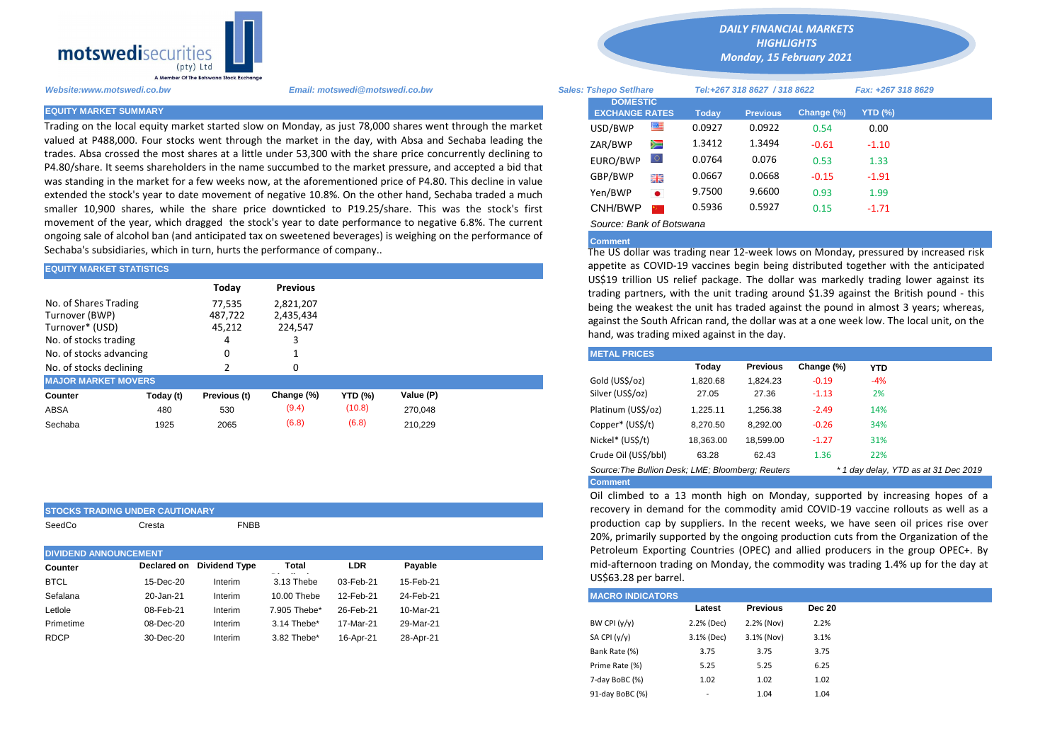motswedisecurities (pty) Ltd
A Member Of The Botswana Stock Exchange

**DAILY FINANCIAL MARKETS HIGHLIGHTS**
**Monday, 15 February 2021**

*Website:www.motswedi.co.bw* *Email: motswedi@motswedi.co.bw* *Sales: Tshepo Setlhare* *Tel:+267 318 8627 / 318 8622* *Fax: +267 318 8629*

## EQUITY MARKET SUMMARY

Trading on the local equity market started slow on Monday, as just 78,000 shares went through the market valued at P488,000. Four stocks went through the market in the day, with Absa and Sechaba leading the trades. Absa crossed the most shares at a little under 53,300 with the share price concurrently declining to P4.80/share. It seems shareholders in the name succumbed to the market pressure, and accepted a bid that was standing in the market for a few weeks now, at the aforementioned price of P4.80. This decline in value extended the stock's year to date movement of negative 10.8%. On the other hand, Sechaba traded a much smaller 10,900 shares, while the share price downticked to P19.25/share. This was the stock's first movement of the year, which dragged the stock's year to date performance to negative 6.8%. The current ongoing sale of alcohol ban (and anticipated tax on sweetened beverages) is weighing on the performance of Sechaba's subsidiaries, which in turn, hurts the performance of company..

## EQUITY MARKET STATISTICS

| | Today | Previous |
|---|---|---|
| No. of Shares Trading | 77,535 | 2,821,207 |
| Turnover (BWP) | 487,722 | 2,435,434 |
| Turnover* (USD) | 45,212 | 224,547 |
| No. of stocks trading | 4 | 3 |
| No. of stocks advancing | 0 | 1 |
| No. of stocks declining | 2 | 0 |

## MAJOR MARKET MOVERS

| Counter | Today (t) | Previous (t) | Change (%) | YTD (%) | Value (P) |
|---|---|---|---|---|---|
| ABSA | 480 | 530 | (9.4) | (10.8) | 270,048 |
| Sechaba | 1925 | 2065 | (6.8) | (6.8) | 210,229 |

## STOCKS TRADING UNDER CAUTIONARY

SeedCo Cresta FNBB

## DIVIDEND ANNOUNCEMENT

| Counter | Declared on | Dividend Type | Total | LDR | Payable |
|---|---|---|---|---|---|
| BTCL | 15-Dec-20 | Interim | 3.13 Thebe | 03-Feb-21 | 15-Feb-21 |
| Sefalana | 20-Jan-21 | Interim | 10.00 Thebe | 12-Feb-21 | 24-Feb-21 |
| Letlole | 08-Feb-21 | Interim | 7.905 Thebe* | 26-Feb-21 | 10-Mar-21 |
| Primetime | 08-Dec-20 | Interim | 3.14 Thebe* | 17-Mar-21 | 29-Mar-21 |
| RDCP | 30-Dec-20 | Interim | 3.82 Thebe* | 16-Apr-21 | 28-Apr-21 |

## DOMESTIC EXCHANGE RATES

| DOMESTIC EXCHANGE RATES | Today | Previous | Change (%) | YTD (%) |
|---|---|---|---|---|
| USD/BWP | 0.0927 | 0.0922 | 0.54 | 0.00 |
| ZAR/BWP | 1.3412 | 1.3494 | -0.61 | -1.10 |
| EURO/BWP | 0.0764 | 0.076 | 0.53 | 1.33 |
| GBP/BWP | 0.0667 | 0.0668 | -0.15 | -1.91 |
| Yen/BWP | 9.7500 | 9.6600 | 0.93 | 1.99 |
| CNH/BWP | 0.5936 | 0.5927 | 0.15 | -1.71 |

*Source: Bank of Botswana*

**Comment**

The US dollar was trading near 12-week lows on Monday, pressured by increased risk appetite as COVID-19 vaccines begin being distributed together with the anticipated US$19 trillion US relief package. The dollar was markedly trading lower against its trading partners, with the unit trading around $1.39 against the British pound - this being the weakest the unit has traded against the pound in almost 3 years; whereas, against the South African rand, the dollar was at a one week low. The local unit, on the hand, was trading mixed against in the day.

## METAL PRICES

| | Today | Previous | Change (%) | YTD |
|---|---|---|---|---|
| Gold (US$/oz) | 1,820.68 | 1,824.23 | -0.19 | -4% |
| Silver (US$/oz) | 27.05 | 27.36 | -1.13 | 2% |
| Platinum (US$/oz) | 1,225.11 | 1,256.38 | -2.49 | 14% |
| Copper* (US$/t) | 8,270.50 | 8,292.00 | -0.26 | 34% |
| Nickel* (US$/t) | 18,363.00 | 18,599.00 | -1.27 | 31% |
| Crude Oil (US$/bbl) | 63.28 | 62.43 | 1.36 | 22% |

*Source:The Bullion Desk; LME; Bloomberg; Reuters* *\* 1 day delay, YTD as at 31 Dec 2019*

**Comment**

Oil climbed to a 13 month high on Monday, supported by increasing hopes of a recovery in demand for the commodity amid COVID-19 vaccine rollouts as well as a production cap by suppliers. In the recent weeks, we have seen oil prices rise over 20%, primarily supported by the ongoing production cuts from the Organization of the Petroleum Exporting Countries (OPEC) and allied producers in the group OPEC+. By mid-afternoon trading on Monday, the commodity was trading 1.4% up for the day at US$63.28 per barrel.

## MACRO INDICATORS

| | Latest | Previous | Dec 20 |
|---|---|---|---|
| BW CPI (y/y) | 2.2% (Dec) | 2.2% (Nov) | 2.2% |
| SA CPI (y/y) | 3.1% (Dec) | 3.1% (Nov) | 3.1% |
| Bank Rate (%) | 3.75 | 3.75 | 3.75 |
| Prime Rate (%) | 5.25 | 5.25 | 6.25 |
| 7-day BoBC (%) | 1.02 | 1.02 | 1.02 |
| 91-day BoBC (%) | - | 1.04 | 1.04 |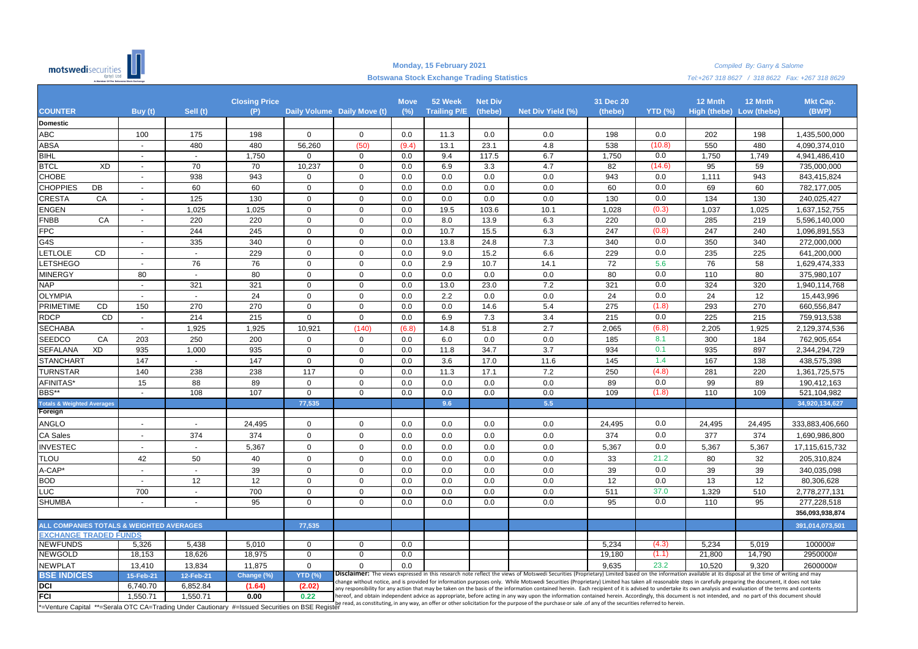motswedisecurities (pty) Ltd
A Member Of The Botswana Stock Exchange

**Monday, 15 February 2021**

**Botswana Stock Exchange Trading Statistics**

*Compiled By: Garry & Salome*

*Tel:+267 318 8627 / 318 8622 Fax: +267 318 8629*

| COUNTER | | Buy (t) | Sell (t) | Closing Price (P) | Daily Volume | Daily Move (t) | Move (%) | 52 Week Trailing P/E | Net Div (thebe) | Net Div Yield (%) | 31 Dec 20 (thebe) | YTD (%) | 12 Mnth High (thebe) | 12 Mnth Low (thebe) | Mkt Cap. (BWP) |
|---|---|---|---|---|---|---|---|---|---|---|---|---|---|---|---|
| **Domestic** | | | | | | | | | | | | | | | |
| ABC | | 100 | 175 | 198 | 0 | 0 | 0.0 | 11.3 | 0.0 | 0.0 | 198 | 0.0 | 202 | 198 | 1,435,500,000 |
| ABSA | | - | 480 | 480 | 56,260 | (50) | (9.4) | 13.1 | 23.1 | 4.8 | 538 | (10.8) | 550 | 480 | 4,090,374,010 |
| BIHL | | - | - | 1,750 | 0 | 0 | 0.0 | 9.4 | 117.5 | 6.7 | 1,750 | 0.0 | 1,750 | 1,749 | 4,941,486,410 |
| BTCL | XD | - | 70 | 70 | 10,237 | 0 | 0.0 | 6.9 | 3.3 | 4.7 | 82 | (14.6) | 95 | 59 | 735,000,000 |
| CHOBE | | - | 938 | 943 | 0 | 0 | 0.0 | 0.0 | 0.0 | 0.0 | 943 | 0.0 | 1,111 | 943 | 843,415,824 |
| CHOPPIES | DB | - | 60 | 60 | 0 | 0 | 0.0 | 0.0 | 0.0 | 0.0 | 60 | 0.0 | 69 | 60 | 782,177,005 |
| CRESTA | CA | - | 125 | 130 | 0 | 0 | 0.0 | 0.0 | 0.0 | 0.0 | 130 | 0.0 | 134 | 130 | 240,025,427 |
| ENGEN | | - | 1,025 | 1,025 | 0 | 0 | 0.0 | 19.5 | 103.6 | 10.1 | 1,028 | (0.3) | 1,037 | 1,025 | 1,637,152,755 |
| FNBB | CA | - | 220 | 220 | 0 | 0 | 0.0 | 8.0 | 13.9 | 6.3 | 220 | 0.0 | 285 | 219 | 5,596,140,000 |
| FPC | | - | 244 | 245 | 0 | 0 | 0.0 | 10.7 | 15.5 | 6.3 | 247 | (0.8) | 247 | 240 | 1,096,891,553 |
| G4S | | - | 335 | 340 | 0 | 0 | 0.0 | 13.8 | 24.8 | 7.3 | 340 | 0.0 | 350 | 340 | 272,000,000 |
| LETLOLE | CD | - | - | 229 | 0 | 0 | 0.0 | 9.0 | 15.2 | 6.6 | 229 | 0.0 | 235 | 225 | 641,200,000 |
| LETSHEGO | | - | 76 | 76 | 0 | 0 | 0.0 | 2.9 | 10.7 | 14.1 | 72 | 5.6 | 76 | 58 | 1,629,474,333 |
| MINERGY | | 80 | - | 80 | 0 | 0 | 0.0 | 0.0 | 0.0 | 0.0 | 80 | 0.0 | 110 | 80 | 375,980,107 |
| NAP | | - | 321 | 321 | 0 | 0 | 0.0 | 13.0 | 23.0 | 7.2 | 321 | 0.0 | 324 | 320 | 1,940,114,768 |
| OLYMPIA | | - | - | 24 | 0 | 0 | 0.0 | 2.2 | 0.0 | 0.0 | 24 | 0.0 | 24 | 12 | 15,443,996 |
| PRIMETIME | CD | 150 | 270 | 270 | 0 | 0 | 0.0 | 0.0 | 14.6 | 5.4 | 275 | (1.8) | 293 | 270 | 660,556,847 |
| RDCP | CD | - | 214 | 215 | 0 | 0 | 0.0 | 6.9 | 7.3 | 3.4 | 215 | 0.0 | 225 | 215 | 759,913,538 |
| SECHABA | | - | 1,925 | 1,925 | 10,921 | (140) | (6.8) | 14.8 | 51.8 | 2.7 | 2,065 | (6.8) | 2,205 | 1,925 | 2,129,374,536 |
| SEEDCO | CA | 203 | 250 | 200 | 0 | 0 | 0.0 | 6.0 | 0.0 | 0.0 | 185 | 8.1 | 300 | 184 | 762,905,654 |
| SEFALANA | XD | 935 | 1,000 | 935 | 0 | 0 | 0.0 | 11.8 | 34.7 | 3.7 | 934 | 0.1 | 935 | 897 | 2,344,294,729 |
| STANCHART | | 147 | - | 147 | 0 | 0 | 0.0 | 3.6 | 17.0 | 11.6 | 145 | 1.4 | 167 | 138 | 438,575,398 |
| TURNSTAR | | 140 | 238 | 238 | 117 | 0 | 0.0 | 11.3 | 17.1 | 7.2 | 250 | (4.8) | 281 | 220 | 1,361,725,575 |
| AFINITAS* | | 15 | 88 | 89 | 0 | 0 | 0.0 | 0.0 | 0.0 | 0.0 | 89 | 0.0 | 99 | 89 | 190,412,163 |
| BBS** | | - | 108 | 107 | 0 | 0 | 0.0 | 0.0 | 0.0 | 0.0 | 109 | (1.8) | 110 | 109 | 521,104,982 |
| **Totals & Weighted Averages** | | | | | 77,535 | | | 9.6 | | 5.5 | | | | | 34,920,134,627 |
| **Foreign** | | | | | | | | | | | | | | | |
| ANGLO | | - | - | 24,495 | 0 | 0 | 0.0 | 0.0 | 0.0 | 0.0 | 24,495 | 0.0 | 24,495 | 24,495 | 333,883,406,660 |
| CA Sales | | - | 374 | 374 | 0 | 0 | 0.0 | 0.0 | 0.0 | 0.0 | 374 | 0.0 | 377 | 374 | 1,690,986,800 |
| INVESTEC | | - | - | 5,367 | 0 | 0 | 0.0 | 0.0 | 0.0 | 0.0 | 5,367 | 0.0 | 5,367 | 5,367 | 17,115,615,732 |
| TLOU | | 42 | 50 | 40 | 0 | 0 | 0.0 | 0.0 | 0.0 | 0.0 | 33 | 21.2 | 80 | 32 | 205,310,824 |
| A-CAP* | | - | - | 39 | 0 | 0 | 0.0 | 0.0 | 0.0 | 0.0 | 39 | 0.0 | 39 | 39 | 340,035,098 |
| BOD | | - | 12 | 12 | 0 | 0 | 0.0 | 0.0 | 0.0 | 0.0 | 12 | 0.0 | 13 | 12 | 80,306,628 |
| LUC | | 700 | - | 700 | 0 | 0 | 0.0 | 0.0 | 0.0 | 0.0 | 511 | 37.0 | 1,329 | 510 | 2,778,277,131 |
| SHUMBA | | - | - | 95 | 0 | 0 | 0.0 | 0.0 | 0.0 | 0.0 | 95 | 0.0 | 110 | 95 | 277,228,518 |
| | | | | | | | | | | | | | | | 356,093,938,874 |
| **ALL COMPANIES TOTALS & WEIGHTED AVERAGES** | | | | | 77,535 | | | | | | | | | | 391,014,073,501 |
| **EXCHANGE TRADED FUNDS** | | | | | | | | | | | | | | | |
| NEWFUNDS | | 5,326 | 5,438 | 5,010 | 0 | 0 | 0.0 | | | | 5,234 | (4.3) | 5,234 | 5,019 | 100000# |
| NEWGOLD | | 18,153 | 18,626 | 18,975 | 0 | 0 | 0.0 | | | | 19,180 | (1.1) | 21,800 | 14,790 | 2950000# |
| NEWPLAT | | 13,410 | 13,834 | 11,875 | 0 | 0 | 0.0 | | | | 9,635 | 23.2 | 10,520 | 9,320 | 2600000# |

| BSE INDICES | 15-Feb-21 | 12-Feb-21 | Change (%) | YTD (%) |
|---|---|---|---|---|
| DCI | 6,740.70 | 6,852.84 | (1.64) | (2.02) |
| FCI | 1,550.71 | 1,550.71 | 0.00 | 0.22 |

*=Venture Capital **=Serala OTC CA=Trading Under Cautionary #=Issued Securities on BSE Register

**Disclaimer:** The views expressed in this research note reflect the views of Motswedi Securities (Proprietary) Limited based on the information available at its disposal at the time of writing and may change without notice, and is provided for information purposes only. While Motswedi Securities (Proprietary) Limited has taken all reasonable steps in carefully preparing the document, it does not take any responsibility for any action that may be taken on the basis of the information contained herein. Each recipient of it is advised to undertake its own analysis and evaluation of the terms and contents hereof, and obtain independent advice as appropriate, before acting in any way upon the information contained herein. Accordingly, this document is not intended, and no part of this document should be read, as constituting, in any way, an offer or other solicitation for the purpose of the purchase or sale .of any of the securities referred to herein.